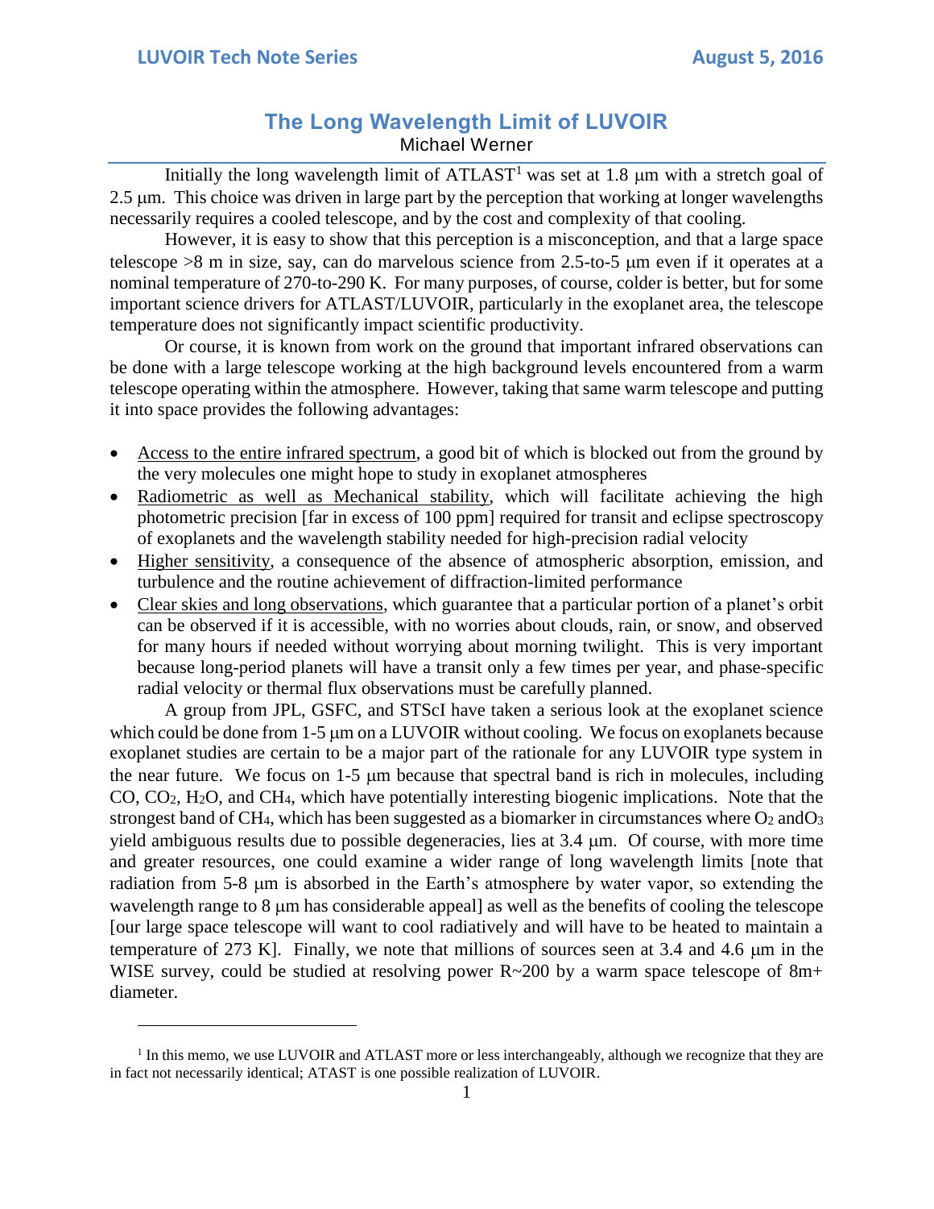# The Long Wavelength Limit of LUVOIR

Michael Werner

Initially the long wavelength limit of ATLAST[1] was set at 1.8 μm with a stretch goal of 2.5 μm. This choice was driven in large part by the perception that working at longer wavelengths necessarily requires a cooled telescope, and by the cost and complexity of that cooling.

However, it is easy to show that this perception is a misconception, and that a large space telescope >8 m in size, say, can do marvelous science from 2.5-to-5 μm even if it operates at a nominal temperature of 270-to-290 K. For many purposes, of course, colder is better, but for some important science drivers for ATLAST/LUVOIR, particularly in the exoplanet area, the telescope temperature does not significantly impact scientific productivity.

Or course, it is known from work on the ground that important infrared observations can be done with a large telescope working at the high background levels encountered from a warm telescope operating within the atmosphere. However, taking that same warm telescope and putting it into space provides the following advantages:

- <u>Access to the entire infrared spectrum</u>, a good bit of which is blocked out from the ground by the very molecules one might hope to study in exoplanet atmospheres
- <u>Radiometric as well as Mechanical stability</u>, which will facilitate achieving the high photometric precision [far in excess of 100 ppm] required for transit and eclipse spectroscopy of exoplanets and the wavelength stability needed for high-precision radial velocity
- <u>Higher sensitivity</u>, a consequence of the absence of atmospheric absorption, emission, and turbulence and the routine achievement of diffraction-limited performance
- <u>Clear skies and long observations</u>, which guarantee that a particular portion of a planet's orbit can be observed if it is accessible, with no worries about clouds, rain, or snow, and observed for many hours if needed without worrying about morning twilight. This is very important because long-period planets will have a transit only a few times per year, and phase-specific radial velocity or thermal flux observations must be carefully planned.

A group from JPL, GSFC, and STScI have taken a serious look at the exoplanet science which could be done from 1-5 μm on a LUVOIR without cooling. We focus on exoplanets because exoplanet studies are certain to be a major part of the rationale for any LUVOIR type system in the near future. We focus on 1-5 μm because that spectral band is rich in molecules, including CO, $CO_2$, $H_2O$, and $CH_4$, which have potentially interesting biogenic implications. Note that the strongest band of $CH_4$, which has been suggested as a biomarker in circumstances where $O_2$ and$O_3$ yield ambiguous results due to possible degeneracies, lies at 3.4 μm. Of course, with more time and greater resources, one could examine a wider range of long wavelength limits [note that radiation from 5-8 μm is absorbed in the Earth's atmosphere by water vapor, so extending the wavelength range to 8 μm has considerable appeal] as well as the benefits of cooling the telescope [our large space telescope will want to cool radiatively and will have to be heated to maintain a temperature of 273 K]. Finally, we note that millions of sources seen at 3.4 and 4.6 μm in the WISE survey, could be studied at resolving power R~200 by a warm space telescope of 8m+ diameter.

[1] In this memo, we use LUVOIR and ATLAST more or less interchangeably, although we recognize that they are in fact not necessarily identical; ATAST is one possible realization of LUVOIR.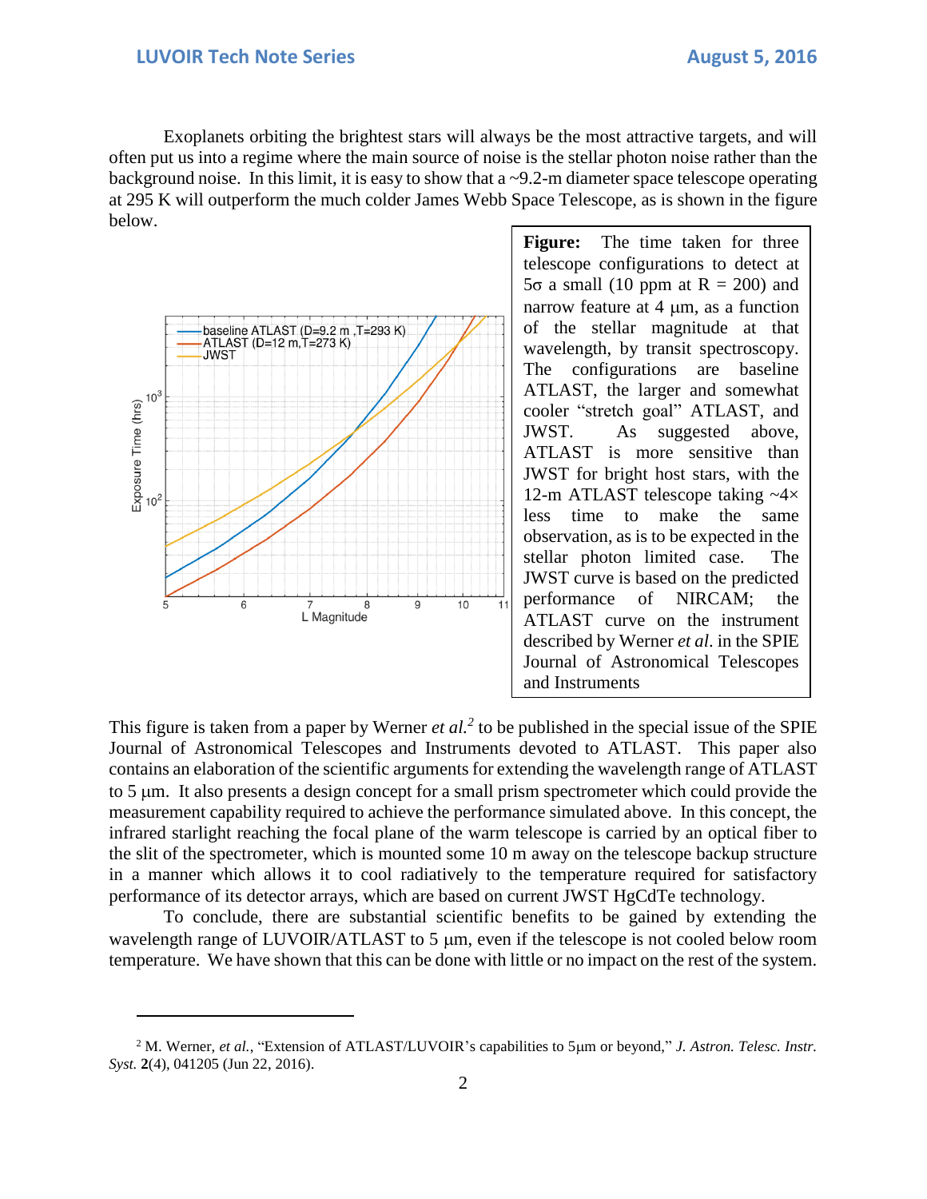Exoplanets orbiting the brightest stars will always be the most attractive targets, and will often put us into a regime where the main source of noise is the stellar photon noise rather than the background noise. In this limit, it is easy to show that a ~9.2-m diameter space telescope operating at 295 K will outperform the much colder James Webb Space Telescope, as is shown in the figure below.

baseline ATLAST (D=9.2 m ,T=293 K)
ATLAST (D=12 m,T=273 K)
JWST

Exposure Time (hrs)

$10^3$

$10^2$

5 6 7 8 9 10 11

L Magnitude

**Figure:** The time taken for three telescope configurations to detect at 5σ a small (10 ppm at R = 200) and narrow feature at 4 μm, as a function of the stellar magnitude at that wavelength, by transit spectroscopy. The configurations are baseline ATLAST, the larger and somewhat cooler "stretch goal" ATLAST, and JWST. As suggested above, ATLAST is more sensitive than JWST for bright host stars, with the 12-m ATLAST telescope taking ~4× less time to make the same observation, as is to be expected in the stellar photon limited case. The JWST curve is based on the predicted performance of NIRCAM; the ATLAST curve on the instrument described by Werner *et al*. in the SPIE Journal of Astronomical Telescopes and Instruments

This figure is taken from a paper by Werner *et al.*[2] to be published in the special issue of the SPIE Journal of Astronomical Telescopes and Instruments devoted to ATLAST. This paper also contains an elaboration of the scientific arguments for extending the wavelength range of ATLAST to 5 μm. It also presents a design concept for a small prism spectrometer which could provide the measurement capability required to achieve the performance simulated above. In this concept, the infrared starlight reaching the focal plane of the warm telescope is carried by an optical fiber to the slit of the spectrometer, which is mounted some 10 m away on the telescope backup structure in a manner which allows it to cool radiatively to the temperature required for satisfactory performance of its detector arrays, which are based on current JWST HgCdTe technology.

To conclude, there are substantial scientific benefits to be gained by extending the wavelength range of LUVOIR/ATLAST to 5 μm, even if the telescope is not cooled below room temperature. We have shown that this can be done with little or no impact on the rest of the system.

---

[2] M. Werner, *et al.*, "Extension of ATLAST/LUVOIR's capabilities to 5μm or beyond," *J. Astron. Telesc. Instr. Syst.* **2**(4), 041205 (Jun 22, 2016).